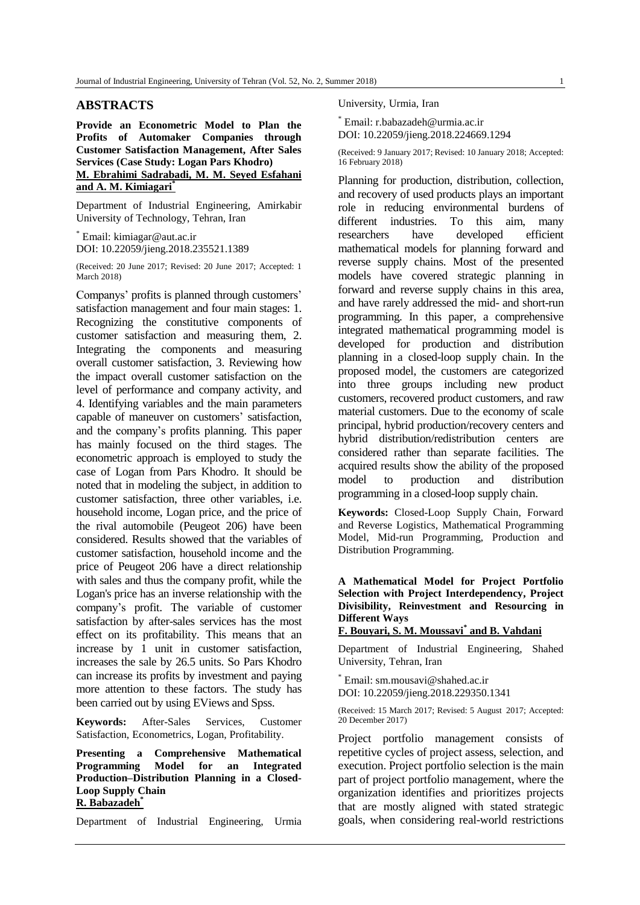## ABSTRACTS

**Provide an Econometric Model to Plan the Profits of Automaker Companies through Customer Satisfaction Management, After Sales Services (Case Study: Logan Pars Khodro)**

**M. Ebrahimi Sadrabadi, M. M. Seyed Esfahani and A. M. Kimiagari***

Department of Industrial Engineering, Amirkabir University of Technology, Tehran, Iran

* Email: kimiagar@aut.ac.ir
DOI: 10.22059/jieng.2018.235521.1389

(Received: 20 June 2017; Revised: 20 June 2017; Accepted: 1 March 2018)

Companys' profits is planned through customers' satisfaction management and four main stages: 1. Recognizing the constitutive components of customer satisfaction and measuring them, 2. Integrating the components and measuring overall customer satisfaction, 3. Reviewing how the impact overall customer satisfaction on the level of performance and company activity, and 4. Identifying variables and the main parameters capable of maneuver on customers' satisfaction, and the company's profits planning. This paper has mainly focused on the third stages. The econometric approach is employed to study the case of Logan from Pars Khodro. It should be noted that in modeling the subject, in addition to customer satisfaction, three other variables, i.e. household income, Logan price, and the price of the rival automobile (Peugeot 206) have been considered. Results showed that the variables of customer satisfaction, household income and the price of Peugeot 206 have a direct relationship with sales and thus the company profit, while the Logan's price has an inverse relationship with the company's profit. The variable of customer satisfaction by after-sales services has the most effect on its profitability. This means that an increase by 1 unit in customer satisfaction, increases the sale by 26.5 units. So Pars Khodro can increase its profits by investment and paying more attention to these factors. The study has been carried out by using EViews and Spss.

**Keywords:** After-Sales Services, Customer Satisfaction, Econometrics, Logan, Profitability.

**Presenting a Comprehensive Mathematical Programming Model for an Integrated Production–Distribution Planning in a Closed-Loop Supply Chain**

**R. Babazadeh***

Department of Industrial Engineering, Urmia University, Urmia, Iran

* Email: r.babazadeh@urmia.ac.ir
DOI: 10.22059/jieng.2018.224669.1294

(Received: 9 January 2017; Revised: 10 January 2018; Accepted: 16 February 2018)

Planning for production, distribution, collection, and recovery of used products plays an important role in reducing environmental burdens of different industries. To this aim, many researchers have developed efficient mathematical models for planning forward and reverse supply chains. Most of the presented models have covered strategic planning in forward and reverse supply chains in this area, and have rarely addressed the mid- and short-run programming. In this paper, a comprehensive integrated mathematical programming model is developed for production and distribution planning in a closed-loop supply chain. In the proposed model, the customers are categorized into three groups including new product customers, recovered product customers, and raw material customers. Due to the economy of scale principal, hybrid production/recovery centers and hybrid distribution/redistribution centers are considered rather than separate facilities. The acquired results show the ability of the proposed model to production and distribution programming in a closed-loop supply chain.

**Keywords:** Closed-Loop Supply Chain, Forward and Reverse Logistics, Mathematical Programming Model, Mid-run Programming, Production and Distribution Programming.

**A Mathematical Model for Project Portfolio Selection with Project Interdependency, Project Divisibility, Reinvestment and Resourcing in Different Ways**

**F. Bouyari, S. M. Moussavi* and B. Vahdani**

Department of Industrial Engineering, Shahed University, Tehran, Iran

* Email: sm.mousavi@shahed.ac.ir
DOI: 10.22059/jieng.2018.229350.1341

(Received: 15 March 2017; Revised: 5 August 2017; Accepted: 20 December 2017)

Project portfolio management consists of repetitive cycles of project assess, selection, and execution. Project portfolio selection is the main part of project portfolio management, where the organization identifies and prioritizes projects that are mostly aligned with stated strategic goals, when considering real-world restrictions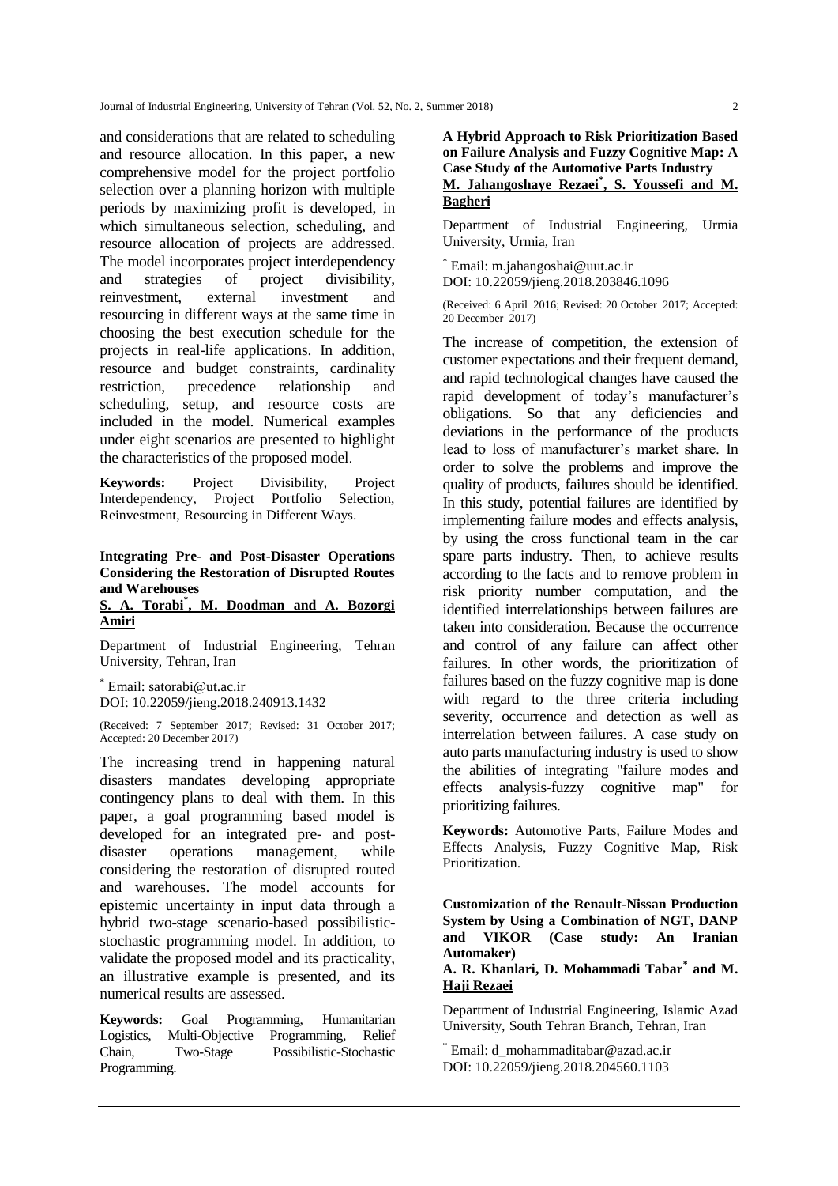and considerations that are related to scheduling and resource allocation. In this paper, a new comprehensive model for the project portfolio selection over a planning horizon with multiple periods by maximizing profit is developed, in which simultaneous selection, scheduling, and resource allocation of projects are addressed. The model incorporates project interdependency and strategies of project divisibility, reinvestment, external investment and resourcing in different ways at the same time in choosing the best execution schedule for the projects in real-life applications. In addition, resource and budget constraints, cardinality restriction, precedence relationship and scheduling, setup, and resource costs are included in the model. Numerical examples under eight scenarios are presented to highlight the characteristics of the proposed model.

**Keywords:** Project Divisibility, Project Interdependency, Project Portfolio Selection, Reinvestment, Resourcing in Different Ways.

### Integrating Pre- and Post-Disaster Operations Considering the Restoration of Disrupted Routes and Warehouses

**S. A. Torabi*, M. Doodman and A. Bozorgi Amiri**

Department of Industrial Engineering, Tehran University, Tehran, Iran

* Email: satorabi@ut.ac.ir
DOI: 10.22059/jieng.2018.240913.1432

(Received: 7 September 2017; Revised: 31 October 2017; Accepted: 20 December 2017)

The increasing trend in happening natural disasters mandates developing appropriate contingency plans to deal with them. In this paper, a goal programming based model is developed for an integrated pre- and post-disaster operations management, while considering the restoration of disrupted routed and warehouses. The model accounts for epistemic uncertainty in input data through a hybrid two-stage scenario-based possibilistic-stochastic programming model. In addition, to validate the proposed model and its practicality, an illustrative example is presented, and its numerical results are assessed.

**Keywords:** Goal Programming, Humanitarian Logistics, Multi-Objective Programming, Relief Chain, Two-Stage Possibilistic-Stochastic Programming.

### A Hybrid Approach to Risk Prioritization Based on Failure Analysis and Fuzzy Cognitive Map: A Case Study of the Automotive Parts Industry

**M. Jahangoshaye Rezaei*, S. Youssefi and M. Bagheri**

Department of Industrial Engineering, Urmia University, Urmia, Iran

* Email: m.jahangoshai@uut.ac.ir
DOI: 10.22059/jieng.2018.203846.1096

(Received: 6 April 2016; Revised: 20 October 2017; Accepted: 20 December 2017)

The increase of competition, the extension of customer expectations and their frequent demand, and rapid technological changes have caused the rapid development of today's manufacturer's obligations. So that any deficiencies and deviations in the performance of the products lead to loss of manufacturer's market share. In order to solve the problems and improve the quality of products, failures should be identified. In this study, potential failures are identified by implementing failure modes and effects analysis, by using the cross functional team in the car spare parts industry. Then, to achieve results according to the facts and to remove problem in risk priority number computation, and the identified interrelationships between failures are taken into consideration. Because the occurrence and control of any failure can affect other failures. In other words, the prioritization of failures based on the fuzzy cognitive map is done with regard to the three criteria including severity, occurrence and detection as well as interrelation between failures. A case study on auto parts manufacturing industry is used to show the abilities of integrating "failure modes and effects analysis-fuzzy cognitive map" for prioritizing failures.

**Keywords:** Automotive Parts, Failure Modes and Effects Analysis, Fuzzy Cognitive Map, Risk Prioritization.

### Customization of the Renault-Nissan Production System by Using a Combination of NGT, DANP and VIKOR (Case study: An Iranian Automaker)

**A. R. Khanlari, D. Mohammadi Tabar* and M. Haji Rezaei**

Department of Industrial Engineering, Islamic Azad University, South Tehran Branch, Tehran, Iran

* Email: d_mohammaditabar@azad.ac.ir
DOI: 10.22059/jieng.2018.204560.1103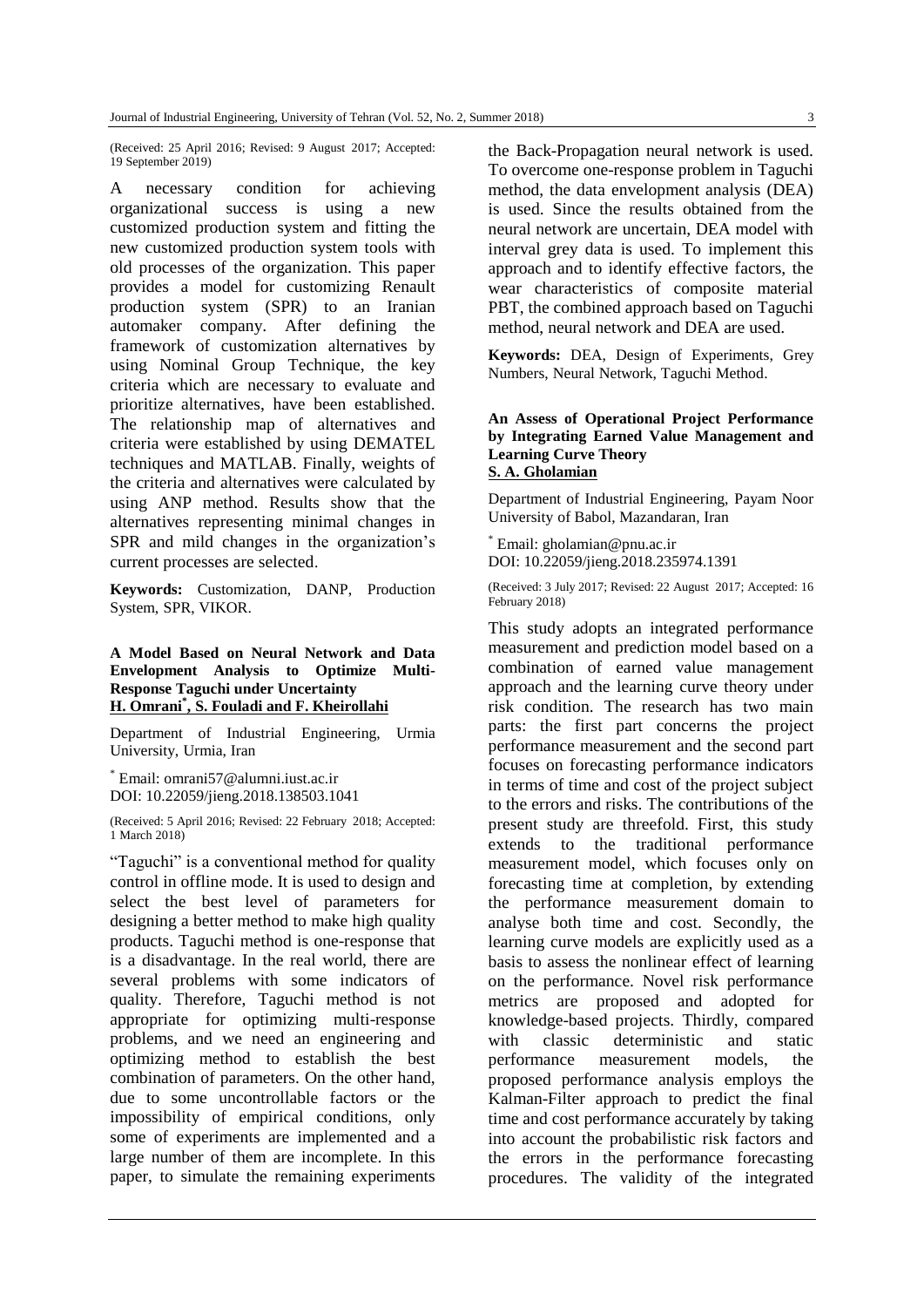(Received: 25 April 2016; Revised: 9 August 2017; Accepted: 19 September 2019)

A necessary condition for achieving organizational success is using a new customized production system and fitting the new customized production system tools with old processes of the organization. This paper provides a model for customizing Renault production system (SPR) to an Iranian automaker company. After defining the framework of customization alternatives by using Nominal Group Technique, the key criteria which are necessary to evaluate and prioritize alternatives, have been established. The relationship map of alternatives and criteria were established by using DEMATEL techniques and MATLAB. Finally, weights of the criteria and alternatives were calculated by using ANP method. Results show that the alternatives representing minimal changes in SPR and mild changes in the organization's current processes are selected.

**Keywords:** Customization, DANP, Production System, SPR, VIKOR.

### A Model Based on Neural Network and Data Envelopment Analysis to Optimize Multi-Response Taguchi under Uncertainty

**H. Omrani*, S. Fouladi and F. Kheirollahi**

Department of Industrial Engineering, Urmia University, Urmia, Iran

* Email: omrani57@alumni.iust.ac.ir
DOI: 10.22059/jieng.2018.138503.1041

(Received: 5 April 2016; Revised: 22 February 2018; Accepted: 1 March 2018)

"Taguchi" is a conventional method for quality control in offline mode. It is used to design and select the best level of parameters for designing a better method to make high quality products. Taguchi method is one-response that is a disadvantage. In the real world, there are several problems with some indicators of quality. Therefore, Taguchi method is not appropriate for optimizing multi-response problems, and we need an engineering and optimizing method to establish the best combination of parameters. On the other hand, due to some uncontrollable factors or the impossibility of empirical conditions, only some of experiments are implemented and a large number of them are incomplete. In this paper, to simulate the remaining experiments the Back-Propagation neural network is used. To overcome one-response problem in Taguchi method, the data envelopment analysis (DEA) is used. Since the results obtained from the neural network are uncertain, DEA model with interval grey data is used. To implement this approach and to identify effective factors, the wear characteristics of composite material PBT, the combined approach based on Taguchi method, neural network and DEA are used.

**Keywords:** DEA, Design of Experiments, Grey Numbers, Neural Network, Taguchi Method.

### An Assess of Operational Project Performance by Integrating Earned Value Management and Learning Curve Theory

**S. A. Gholamian**

Department of Industrial Engineering, Payam Noor University of Babol, Mazandaran, Iran

* Email: gholamian@pnu.ac.ir
DOI: 10.22059/jieng.2018.235974.1391

(Received: 3 July 2017; Revised: 22 August 2017; Accepted: 16 February 2018)

This study adopts an integrated performance measurement and prediction model based on a combination of earned value management approach and the learning curve theory under risk condition. The research has two main parts: the first part concerns the project performance measurement and the second part focuses on forecasting performance indicators in terms of time and cost of the project subject to the errors and risks. The contributions of the present study are threefold. First, this study extends to the traditional performance measurement model, which focuses only on forecasting time at completion, by extending the performance measurement domain to analyse both time and cost. Secondly, the learning curve models are explicitly used as a basis to assess the nonlinear effect of learning on the performance. Novel risk performance metrics are proposed and adopted for knowledge-based projects. Thirdly, compared with classic deterministic and static performance measurement models, the proposed performance analysis employs the Kalman-Filter approach to predict the final time and cost performance accurately by taking into account the probabilistic risk factors and the errors in the performance forecasting procedures. The validity of the integrated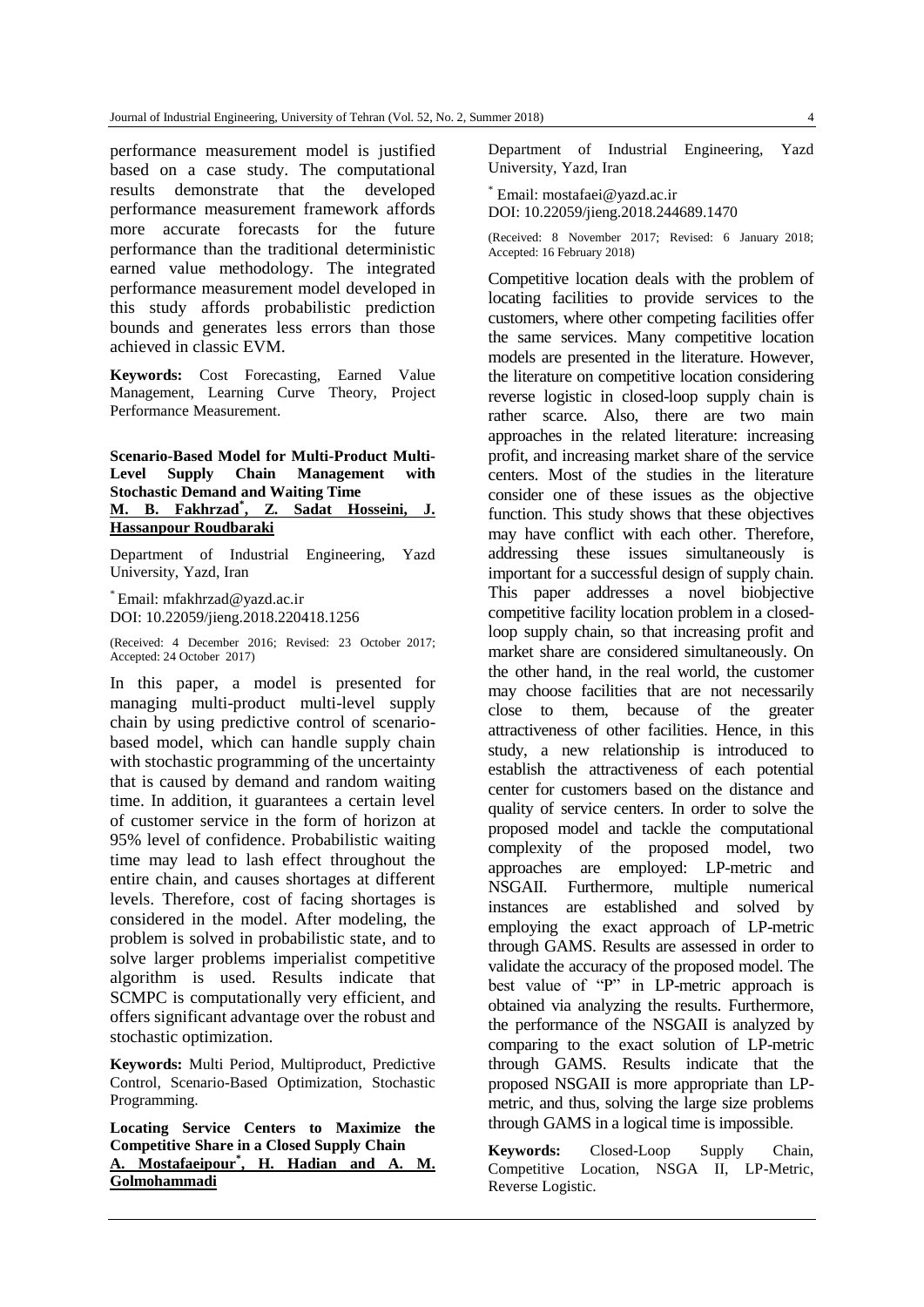performance measurement model is justified based on a case study. The computational results demonstrate that the developed performance measurement framework affords more accurate forecasts for the future performance than the traditional deterministic earned value methodology. The integrated performance measurement model developed in this study affords probabilistic prediction bounds and generates less errors than those achieved in classic EVM.

**Keywords:** Cost Forecasting, Earned Value Management, Learning Curve Theory, Project Performance Measurement.

### Scenario-Based Model for Multi-Product Multi-Level Supply Chain Management with Stochastic Demand and Waiting Time

**M. B. Fakhrzad*, Z. Sadat Hosseini, J. Hassanpour Roudbaraki**

Department of Industrial Engineering, Yazd University, Yazd, Iran

* Email: mfakhrzad@yazd.ac.ir
DOI: 10.22059/jieng.2018.220418.1256

(Received: 4 December 2016; Revised: 23 October 2017; Accepted: 24 October 2017)

In this paper, a model is presented for managing multi-product multi-level supply chain by using predictive control of scenario-based model, which can handle supply chain with stochastic programming of the uncertainty that is caused by demand and random waiting time. In addition, it guarantees a certain level of customer service in the form of horizon at 95% level of confidence. Probabilistic waiting time may lead to lash effect throughout the entire chain, and causes shortages at different levels. Therefore, cost of facing shortages is considered in the model. After modeling, the problem is solved in probabilistic state, and to solve larger problems imperialist competitive algorithm is used. Results indicate that SCMPC is computationally very efficient, and offers significant advantage over the robust and stochastic optimization.

**Keywords:** Multi Period, Multiproduct, Predictive Control, Scenario-Based Optimization, Stochastic Programming.

### Locating Service Centers to Maximize the Competitive Share in a Closed Supply Chain

**A. Mostafaeipour*, H. Hadian and A. M. Golmohammadi**

Department of Industrial Engineering, Yazd University, Yazd, Iran

* Email: mostafaei@yazd.ac.ir
DOI: 10.22059/jieng.2018.244689.1470

(Received: 8 November 2017; Revised: 6 January 2018; Accepted: 16 February 2018)

Competitive location deals with the problem of locating facilities to provide services to the customers, where other competing facilities offer the same services. Many competitive location models are presented in the literature. However, the literature on competitive location considering reverse logistic in closed-loop supply chain is rather scarce. Also, there are two main approaches in the related literature: increasing profit, and increasing market share of the service centers. Most of the studies in the literature consider one of these issues as the objective function. This study shows that these objectives may have conflict with each other. Therefore, addressing these issues simultaneously is important for a successful design of supply chain. This paper addresses a novel biobjective competitive facility location problem in a closed-loop supply chain, so that increasing profit and market share are considered simultaneously. On the other hand, in the real world, the customer may choose facilities that are not necessarily close to them, because of the greater attractiveness of other facilities. Hence, in this study, a new relationship is introduced to establish the attractiveness of each potential center for customers based on the distance and quality of service centers. In order to solve the proposed model and tackle the computational complexity of the proposed model, two approaches are employed: LP-metric and NSGAII. Furthermore, multiple numerical instances are established and solved by employing the exact approach of LP-metric through GAMS. Results are assessed in order to validate the accuracy of the proposed model. The best value of "P" in LP-metric approach is obtained via analyzing the results. Furthermore, the performance of the NSGAII is analyzed by comparing to the exact solution of LP-metric through GAMS. Results indicate that the proposed NSGAII is more appropriate than LP-metric, and thus, solving the large size problems through GAMS in a logical time is impossible.

**Keywords:** Closed-Loop Supply Chain, Competitive Location, NSGA II, LP-Metric, Reverse Logistic.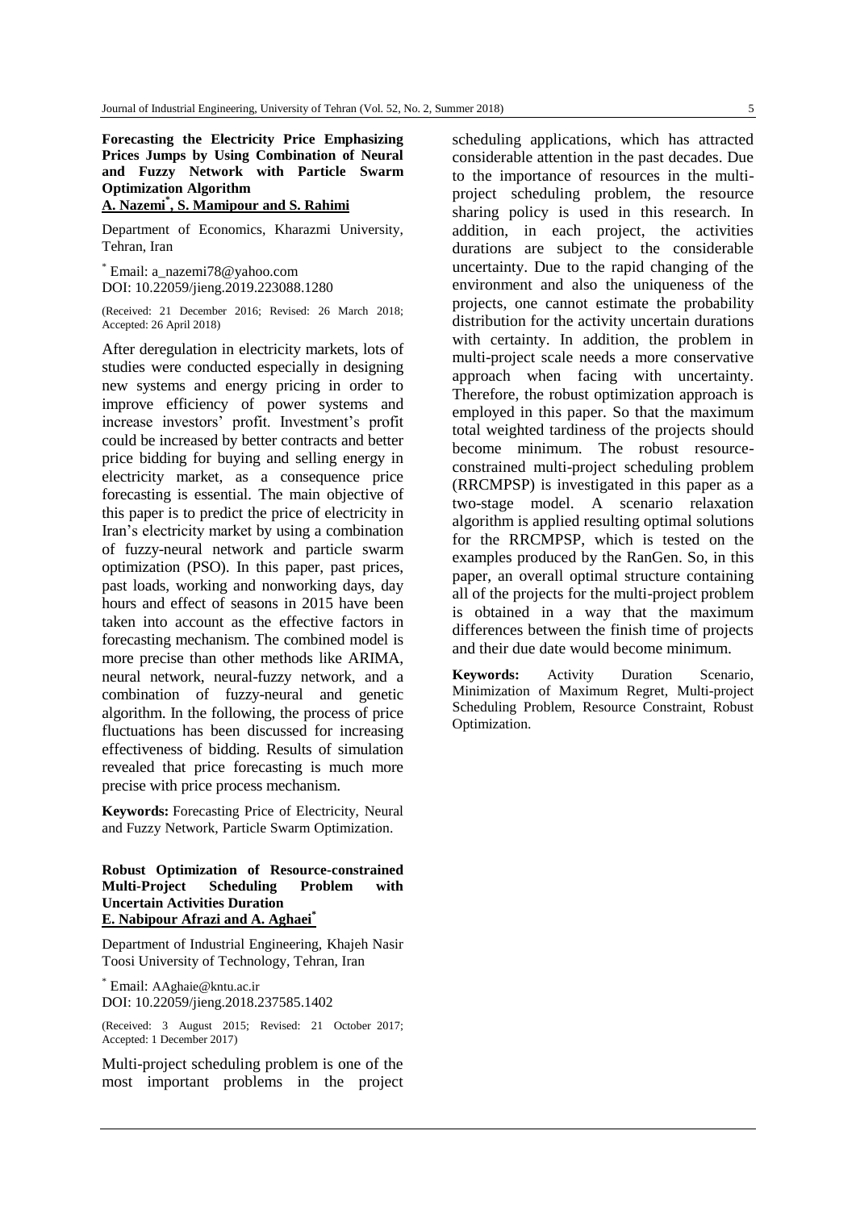**Forecasting the Electricity Price Emphasizing Prices Jumps by Using Combination of Neural and Fuzzy Network with Particle Swarm Optimization Algorithm**

**A. Nazemi*, S. Mamipour and S. Rahimi**

Department of Economics, Kharazmi University, Tehran, Iran

* Email: a_nazemi78@yahoo.com
DOI: 10.22059/jieng.2019.223088.1280

(Received: 21 December 2016; Revised: 26 March 2018; Accepted: 26 April 2018)

After deregulation in electricity markets, lots of studies were conducted especially in designing new systems and energy pricing in order to improve efficiency of power systems and increase investors' profit. Investment's profit could be increased by better contracts and better price bidding for buying and selling energy in electricity market, as a consequence price forecasting is essential. The main objective of this paper is to predict the price of electricity in Iran's electricity market by using a combination of fuzzy-neural network and particle swarm optimization (PSO). In this paper, past prices, past loads, working and nonworking days, day hours and effect of seasons in 2015 have been taken into account as the effective factors in forecasting mechanism. The combined model is more precise than other methods like ARIMA, neural network, neural-fuzzy network, and a combination of fuzzy-neural and genetic algorithm. In the following, the process of price fluctuations has been discussed for increasing effectiveness of bidding. Results of simulation revealed that price forecasting is much more precise with price process mechanism.

**Keywords:** Forecasting Price of Electricity, Neural and Fuzzy Network, Particle Swarm Optimization.

**Robust Optimization of Resource-constrained Multi-Project Scheduling Problem with Uncertain Activities Duration**

**E. Nabipour Afrazi and A. Aghaei***

Department of Industrial Engineering, Khajeh Nasir Toosi University of Technology, Tehran, Iran

* Email: AAghaie@kntu.ac.ir
DOI: 10.22059/jieng.2018.237585.1402

(Received: 3 August 2015; Revised: 21 October 2017; Accepted: 1 December 2017)

Multi-project scheduling problem is one of the most important problems in the project scheduling applications, which has attracted considerable attention in the past decades. Due to the importance of resources in the multi-project scheduling problem, the resource sharing policy is used in this research. In addition, in each project, the activities durations are subject to the considerable uncertainty. Due to the rapid changing of the environment and also the uniqueness of the projects, one cannot estimate the probability distribution for the activity uncertain durations with certainty. In addition, the problem in multi-project scale needs a more conservative approach when facing with uncertainty. Therefore, the robust optimization approach is employed in this paper. So that the maximum total weighted tardiness of the projects should become minimum. The robust resource-constrained multi-project scheduling problem (RRCMPSP) is investigated in this paper as a two-stage model. A scenario relaxation algorithm is applied resulting optimal solutions for the RRCMPSP, which is tested on the examples produced by the RanGen. So, in this paper, an overall optimal structure containing all of the projects for the multi-project problem is obtained in a way that the maximum differences between the finish time of projects and their due date would become minimum.

**Keywords:** Activity Duration Scenario, Minimization of Maximum Regret, Multi-project Scheduling Problem, Resource Constraint, Robust Optimization.